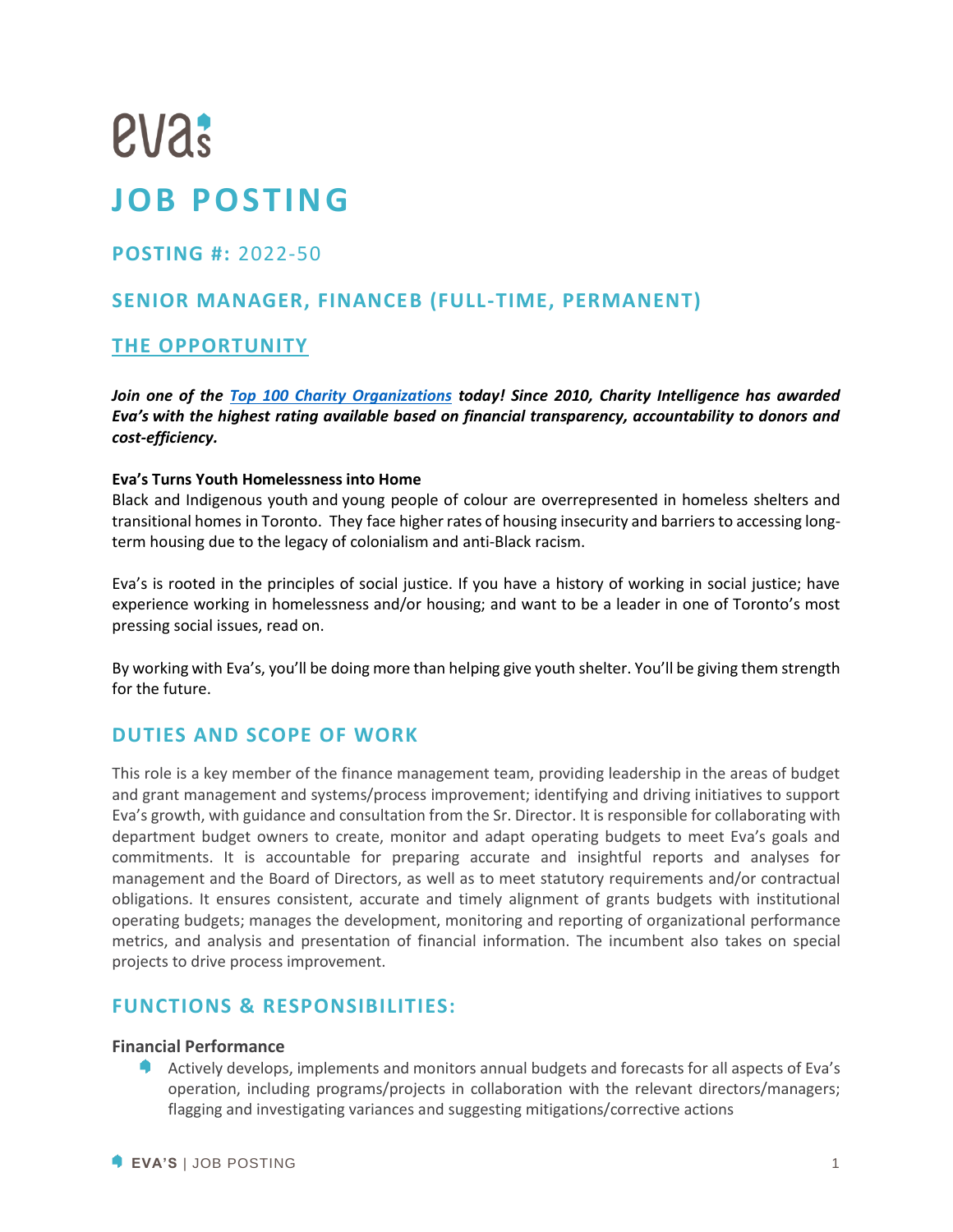# eva's

# JOB POSTING

## POSTING #: 2022-50

## SENIOR MANAGER, FINANCEB (FULL-TIME, PERMANENT)

## THE OPPORTUNITY

***Join one of the [Top 100 Charity Organizations](#) today! Since 2010, Charity Intelligence has awarded Eva's with the highest rating available based on financial transparency, accountability to donors and cost-efficiency.***

**Eva's Turns Youth Homelessness into Home**

Black and Indigenous youth and young people of colour are overrepresented in homeless shelters and transitional homes in Toronto. They face higher rates of housing insecurity and barriers to accessing long-term housing due to the legacy of colonialism and anti-Black racism.

Eva's is rooted in the principles of social justice. If you have a history of working in social justice; have experience working in homelessness and/or housing; and want to be a leader in one of Toronto's most pressing social issues, read on.

By working with Eva's, you'll be doing more than helping give youth shelter. You'll be giving them strength for the future.

## DUTIES AND SCOPE OF WORK

This role is a key member of the finance management team, providing leadership in the areas of budget and grant management and systems/process improvement; identifying and driving initiatives to support Eva's growth, with guidance and consultation from the Sr. Director. It is responsible for collaborating with department budget owners to create, monitor and adapt operating budgets to meet Eva's goals and commitments. It is accountable for preparing accurate and insightful reports and analyses for management and the Board of Directors, as well as to meet statutory requirements and/or contractual obligations. It ensures consistent, accurate and timely alignment of grants budgets with institutional operating budgets; manages the development, monitoring and reporting of organizational performance metrics, and analysis and presentation of financial information. The incumbent also takes on special projects to drive process improvement.

## FUNCTIONS & RESPONSIBILITIES:

**Financial Performance**

- Actively develops, implements and monitors annual budgets and forecasts for all aspects of Eva's operation, including programs/projects in collaboration with the relevant directors/managers; flagging and investigating variances and suggesting mitigations/corrective actions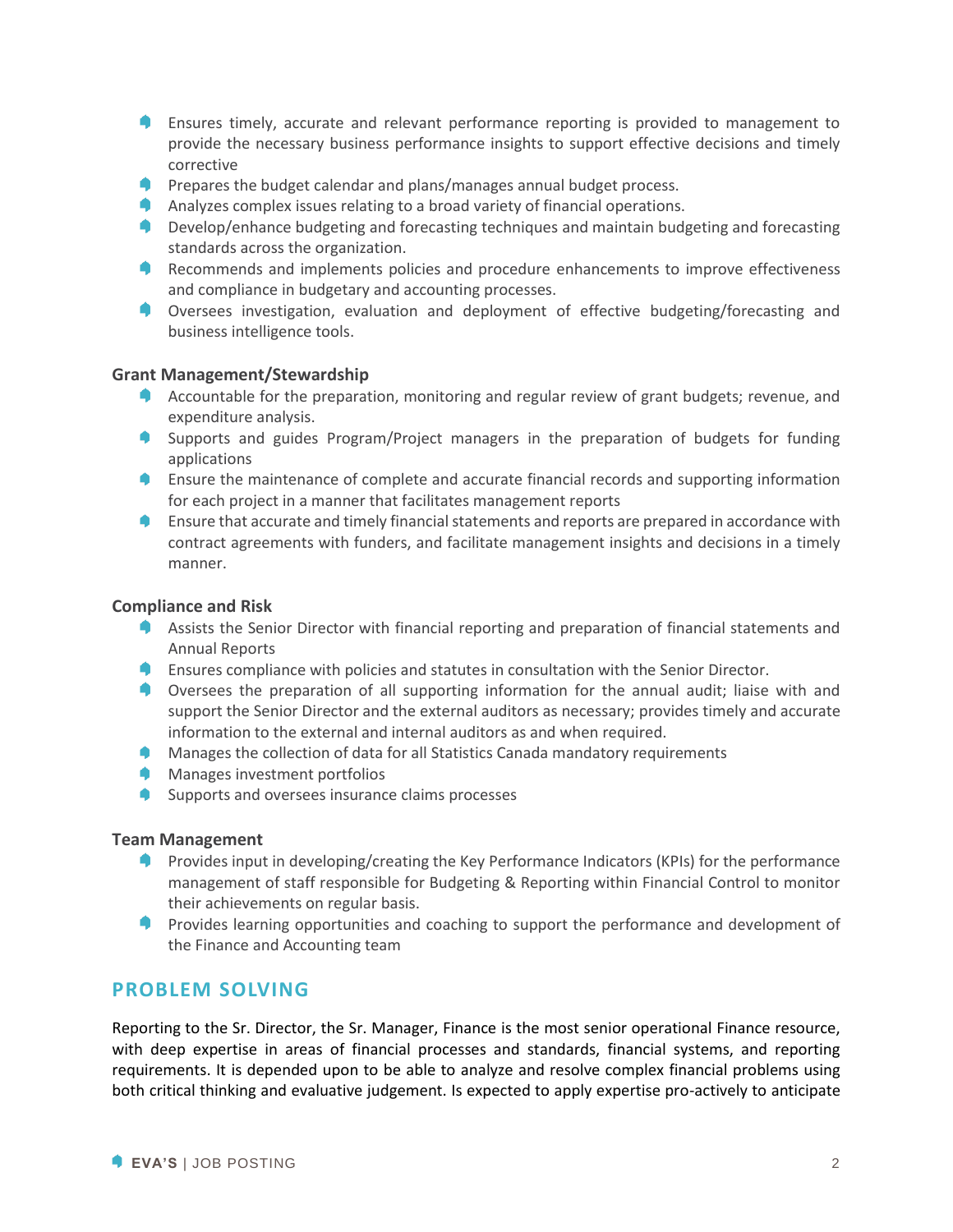- Ensures timely, accurate and relevant performance reporting is provided to management to provide the necessary business performance insights to support effective decisions and timely corrective
- Prepares the budget calendar and plans/manages annual budget process.
- Analyzes complex issues relating to a broad variety of financial operations.
- Develop/enhance budgeting and forecasting techniques and maintain budgeting and forecasting standards across the organization.
- Recommends and implements policies and procedure enhancements to improve effectiveness and compliance in budgetary and accounting processes.
- Oversees investigation, evaluation and deployment of effective budgeting/forecasting and business intelligence tools.

### Grant Management/Stewardship

- Accountable for the preparation, monitoring and regular review of grant budgets; revenue, and expenditure analysis.
- Supports and guides Program/Project managers in the preparation of budgets for funding applications
- Ensure the maintenance of complete and accurate financial records and supporting information for each project in a manner that facilitates management reports
- Ensure that accurate and timely financial statements and reports are prepared in accordance with contract agreements with funders, and facilitate management insights and decisions in a timely manner.

### Compliance and Risk

- Assists the Senior Director with financial reporting and preparation of financial statements and Annual Reports
- Ensures compliance with policies and statutes in consultation with the Senior Director.
- Oversees the preparation of all supporting information for the annual audit; liaise with and support the Senior Director and the external auditors as necessary; provides timely and accurate information to the external and internal auditors as and when required.
- Manages the collection of data for all Statistics Canada mandatory requirements
- Manages investment portfolios
- Supports and oversees insurance claims processes

### Team Management

- Provides input in developing/creating the Key Performance Indicators (KPIs) for the performance management of staff responsible for Budgeting & Reporting within Financial Control to monitor their achievements on regular basis.
- Provides learning opportunities and coaching to support the performance and development of the Finance and Accounting team

## PROBLEM SOLVING

Reporting to the Sr. Director, the Sr. Manager, Finance is the most senior operational Finance resource, with deep expertise in areas of financial processes and standards, financial systems, and reporting requirements. It is depended upon to be able to analyze and resolve complex financial problems using both critical thinking and evaluative judgement. Is expected to apply expertise pro-actively to anticipate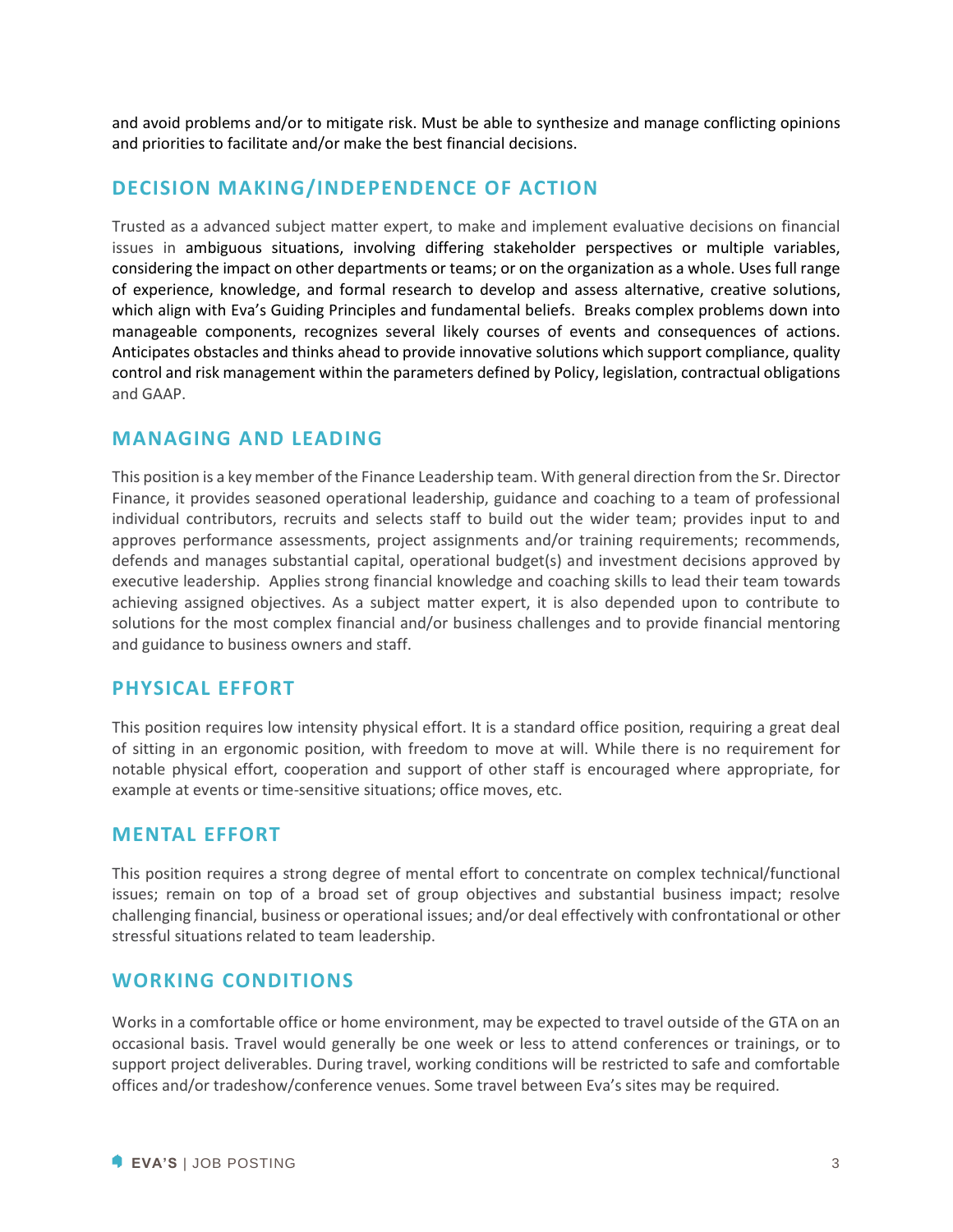and avoid problems and/or to mitigate risk. Must be able to synthesize and manage conflicting opinions and priorities to facilitate and/or make the best financial decisions.

## DECISION MAKING/INDEPENDENCE OF ACTION

Trusted as a advanced subject matter expert, to make and implement evaluative decisions on financial issues in ambiguous situations, involving differing stakeholder perspectives or multiple variables, considering the impact on other departments or teams; or on the organization as a whole. Uses full range of experience, knowledge, and formal research to develop and assess alternative, creative solutions, which align with Eva's Guiding Principles and fundamental beliefs. Breaks complex problems down into manageable components, recognizes several likely courses of events and consequences of actions. Anticipates obstacles and thinks ahead to provide innovative solutions which support compliance, quality control and risk management within the parameters defined by Policy, legislation, contractual obligations and GAAP.

## MANAGING AND LEADING

This position is a key member of the Finance Leadership team. With general direction from the Sr. Director Finance, it provides seasoned operational leadership, guidance and coaching to a team of professional individual contributors, recruits and selects staff to build out the wider team; provides input to and approves performance assessments, project assignments and/or training requirements; recommends, defends and manages substantial capital, operational budget(s) and investment decisions approved by executive leadership. Applies strong financial knowledge and coaching skills to lead their team towards achieving assigned objectives. As a subject matter expert, it is also depended upon to contribute to solutions for the most complex financial and/or business challenges and to provide financial mentoring and guidance to business owners and staff.

## PHYSICAL EFFORT

This position requires low intensity physical effort. It is a standard office position, requiring a great deal of sitting in an ergonomic position, with freedom to move at will. While there is no requirement for notable physical effort, cooperation and support of other staff is encouraged where appropriate, for example at events or time-sensitive situations; office moves, etc.

## MENTAL EFFORT

This position requires a strong degree of mental effort to concentrate on complex technical/functional issues; remain on top of a broad set of group objectives and substantial business impact; resolve challenging financial, business or operational issues; and/or deal effectively with confrontational or other stressful situations related to team leadership.

## WORKING CONDITIONS

Works in a comfortable office or home environment, may be expected to travel outside of the GTA on an occasional basis. Travel would generally be one week or less to attend conferences or trainings, or to support project deliverables. During travel, working conditions will be restricted to safe and comfortable offices and/or tradeshow/conference venues. Some travel between Eva's sites may be required.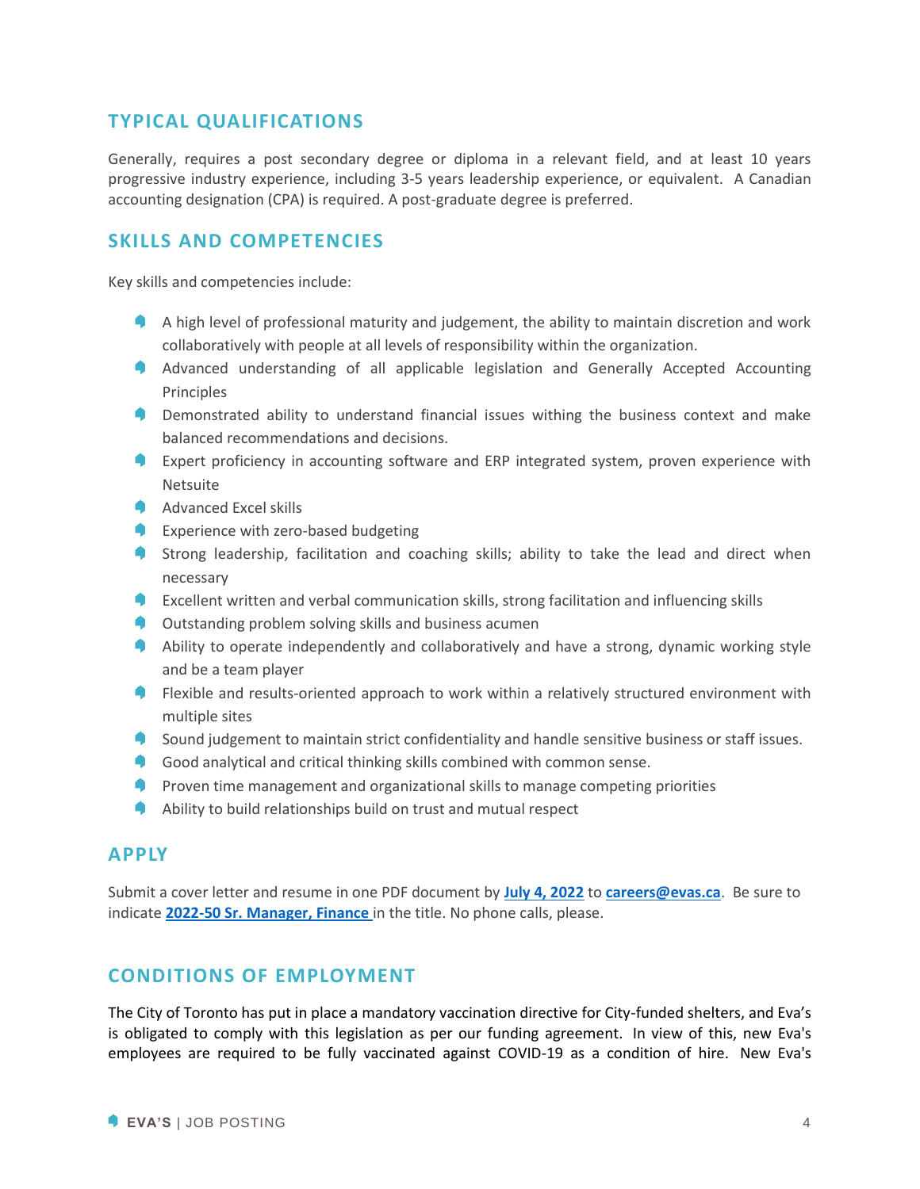## TYPICAL QUALIFICATIONS

Generally, requires a post secondary degree or diploma in a relevant field, and at least 10 years progressive industry experience, including 3-5 years leadership experience, or equivalent. A Canadian accounting designation (CPA) is required. A post-graduate degree is preferred.

## SKILLS AND COMPETENCIES

Key skills and competencies include:

- A high level of professional maturity and judgement, the ability to maintain discretion and work collaboratively with people at all levels of responsibility within the organization.
- Advanced understanding of all applicable legislation and Generally Accepted Accounting Principles
- Demonstrated ability to understand financial issues withing the business context and make balanced recommendations and decisions.
- Expert proficiency in accounting software and ERP integrated system, proven experience with Netsuite
- Advanced Excel skills
- Experience with zero-based budgeting
- Strong leadership, facilitation and coaching skills; ability to take the lead and direct when necessary
- Excellent written and verbal communication skills, strong facilitation and influencing skills
- Outstanding problem solving skills and business acumen
- Ability to operate independently and collaboratively and have a strong, dynamic working style and be a team player
- Flexible and results-oriented approach to work within a relatively structured environment with multiple sites
- Sound judgement to maintain strict confidentiality and handle sensitive business or staff issues.
- Good analytical and critical thinking skills combined with common sense.
- Proven time management and organizational skills to manage competing priorities
- Ability to build relationships build on trust and mutual respect

## APPLY

Submit a cover letter and resume in one PDF document by **July 4, 2022** to **careers@evas.ca**. Be sure to indicate **2022-50 Sr. Manager, Finance** in the title. No phone calls, please.

## CONDITIONS OF EMPLOYMENT

The City of Toronto has put in place a mandatory vaccination directive for City-funded shelters, and Eva's is obligated to comply with this legislation as per our funding agreement. In view of this, new Eva's employees are required to be fully vaccinated against COVID-19 as a condition of hire. New Eva's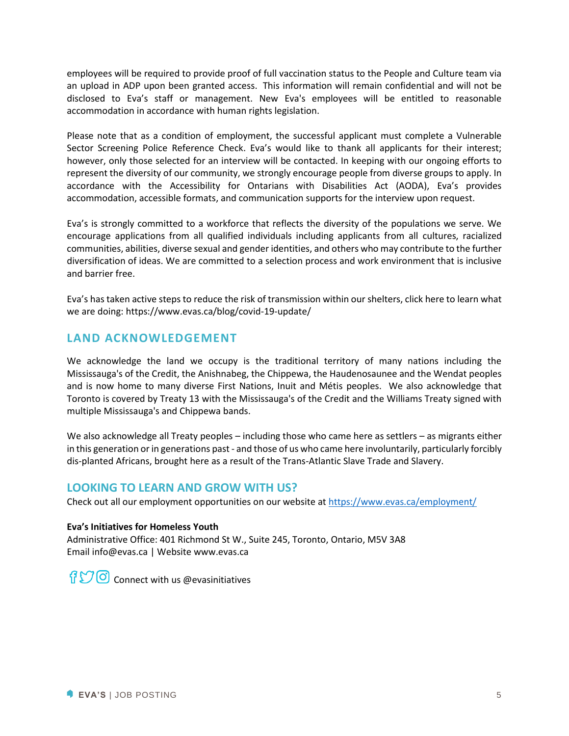employees will be required to provide proof of full vaccination status to the People and Culture team via an upload in ADP upon been granted access. This information will remain confidential and will not be disclosed to Eva's staff or management. New Eva's employees will be entitled to reasonable accommodation in accordance with human rights legislation.

Please note that as a condition of employment, the successful applicant must complete a Vulnerable Sector Screening Police Reference Check. Eva's would like to thank all applicants for their interest; however, only those selected for an interview will be contacted. In keeping with our ongoing efforts to represent the diversity of our community, we strongly encourage people from diverse groups to apply. In accordance with the Accessibility for Ontarians with Disabilities Act (AODA), Eva's provides accommodation, accessible formats, and communication supports for the interview upon request.

Eva's is strongly committed to a workforce that reflects the diversity of the populations we serve. We encourage applications from all qualified individuals including applicants from all cultures, racialized communities, abilities, diverse sexual and gender identities, and others who may contribute to the further diversification of ideas. We are committed to a selection process and work environment that is inclusive and barrier free.

Eva's has taken active steps to reduce the risk of transmission within our shelters, click here to learn what we are doing: https://www.evas.ca/blog/covid-19-update/

## LAND ACKNOWLEDGEMENT

We acknowledge the land we occupy is the traditional territory of many nations including the Mississauga's of the Credit, the Anishnabeg, the Chippewa, the Haudenosaunee and the Wendat peoples and is now home to many diverse First Nations, Inuit and Métis peoples. We also acknowledge that Toronto is covered by Treaty 13 with the Mississauga's of the Credit and the Williams Treaty signed with multiple Mississauga's and Chippewa bands.

We also acknowledge all Treaty peoples – including those who came here as settlers – as migrants either in this generation or in generations past - and those of us who came here involuntarily, particularly forcibly dis-planted Africans, brought here as a result of the Trans-Atlantic Slave Trade and Slavery.

## LOOKING TO LEARN AND GROW WITH US?

Check out all our employment opportunities on our website at https://www.evas.ca/employment/

**Eva's Initiatives for Homeless Youth**
Administrative Office: 401 Richmond St W., Suite 245, Toronto, Ontario, M5V 3A8
Email info@evas.ca | Website www.evas.ca

Connect with us @evasinitiatives